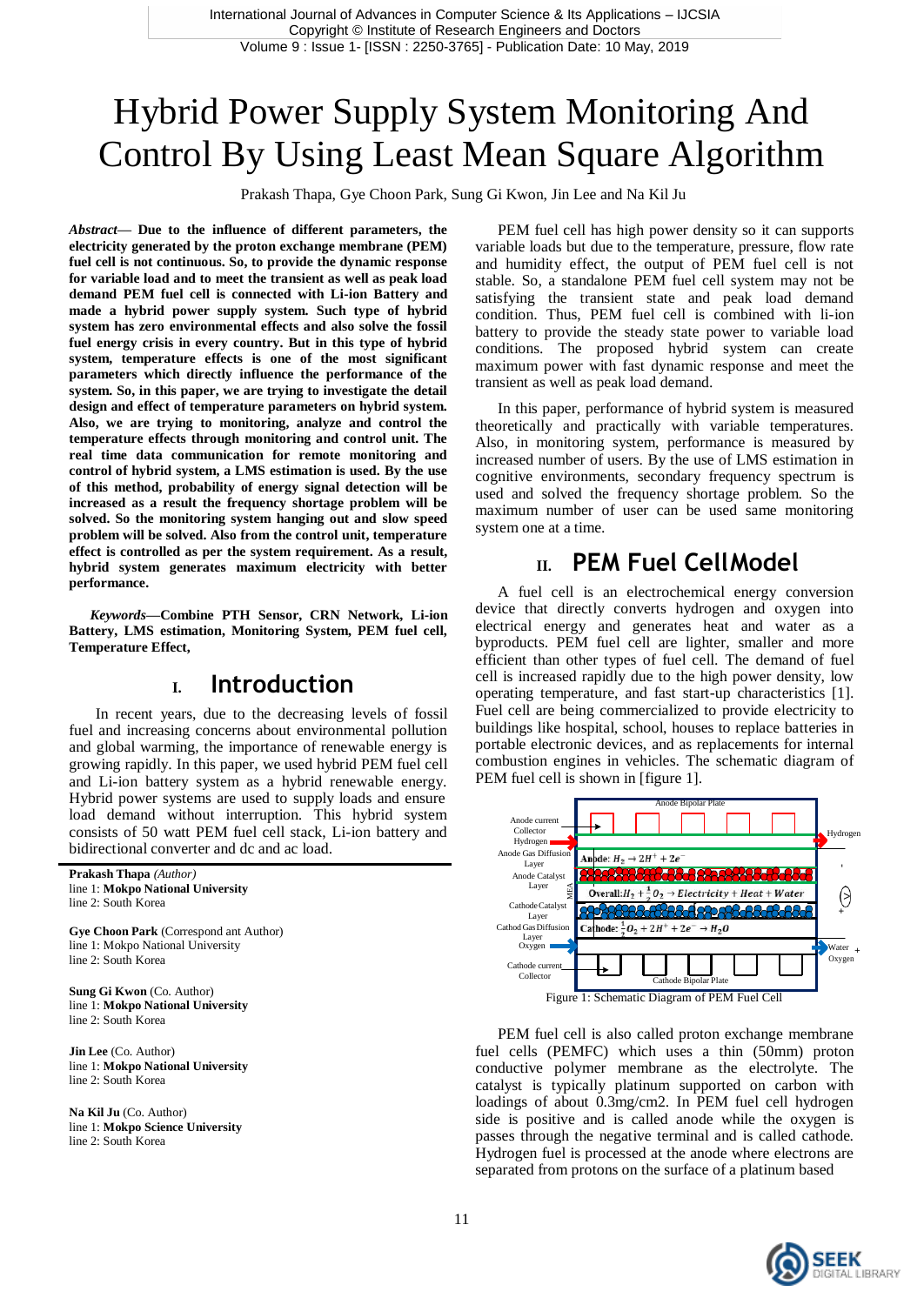# Hybrid Power Supply System Monitoring And Control By Using Least Mean Square Algorithm

Prakash Thapa, Gye Choon Park, Sung Gi Kwon, Jin Lee and Na Kil Ju

*Abstract*— **Due to the influence of different parameters, the electricity generated by the proton exchange membrane (PEM) fuel cell is not continuous. So, to provide the dynamic response for variable load and to meet the transient as well as peak load demand PEM fuel cell is connected with Li-ion Battery and made a hybrid power supply system. Such type of hybrid system has zero environmental effects and also solve the fossil fuel energy crisis in every country. But in this type of hybrid system, temperature effects is one of the most significant parameters which directly influence the performance of the system. So, in this paper, we are trying to investigate the detail design and effect of temperature parameters on hybrid system. Also, we are trying to monitoring, analyze and control the temperature effects through monitoring and control unit. The real time data communication for remote monitoring and control of hybrid system, a LMS estimation is used. By the use of this method, probability of energy signal detection will be increased as a result the frequency shortage problem will be solved. So the monitoring system hanging out and slow speed problem will be solved. Also from the control unit, temperature effect is controlled as per the system requirement. As a result, hybrid system generates maximum electricity with better performance.**

*Keywords*—**Combine PTH Sensor, CRN Network, Li-ion Battery, LMS estimation, Monitoring System, PEM fuel cell, Temperature Effect,**

## I. Introduction

In recent years, due to the decreasing levels of fossil fuel and increasing concerns about environmental pollution and global warming, the importance of renewable energy is growing rapidly. In this paper, we used hybrid PEM fuel cell and Li-ion battery system as a hybrid renewable energy. Hybrid power systems are used to supply loads and ensure load demand without interruption. This hybrid system consists of 50 watt PEM fuel cell stack, Li-ion battery and bidirectional converter and dc and ac load.

**Prakash Thapa** *(Author)*
line 1: **Mokpo National University**
line 2: South Korea

**Gye Choon Park** (Correspond ant Author)
line 1: Mokpo National University
line 2: South Korea

**Sung Gi Kwon** (Co. Author)
line 1: **Mokpo National University**
line 2: South Korea

**Jin Lee** (Co. Author)
line 1: **Mokpo National University**
line 2: South Korea

**Na Kil Ju** (Co. Author)
line 1: **Mokpo Science University**
line 2: South Korea

PEM fuel cell has high power density so it can supports variable loads but due to the temperature, pressure, flow rate and humidity effect, the output of PEM fuel cell is not stable. So, a standalone PEM fuel cell system may not be satisfying the transient state and peak load demand condition. Thus, PEM fuel cell is combined with li-ion battery to provide the steady state power to variable load conditions. The proposed hybrid system can create maximum power with fast dynamic response and meet the transient as well as peak load demand.

In this paper, performance of hybrid system is measured theoretically and practically with variable temperatures. Also, in monitoring system, performance is measured by increased number of users. By the use of LMS estimation in cognitive environments, secondary frequency spectrum is used and solved the frequency shortage problem. So the maximum number of user can be used same monitoring system one at a time.

## II. PEM Fuel CellModel

A fuel cell is an electrochemical energy conversion device that directly converts hydrogen and oxygen into electrical energy and generates heat and water as a byproducts. PEM fuel cell are lighter, smaller and more efficient than other types of fuel cell. The demand of fuel cell is increased rapidly due to the high power density, low operating temperature, and fast start-up characteristics [1]. Fuel cell are being commercialized to provide electricity to buildings like hospital, school, houses to replace batteries in portable electronic devices, and as replacements for internal combustion engines in vehicles. The schematic diagram of PEM fuel cell is shown in [figure 1].

Anode Bipolar Plate; Anode current Collector; Hydrogen; Anode Gas Diffusion Layer; Anode Catalyst Layer; MEA; Cathode Catalyst Layer; Cathod Gas Diffusion Layer; Oxygen; Cathode current Collector; Cathode Bipolar Plate; Water + Oxygen

Anode: $H_2 \rightarrow 2H^+ + 2e^-$

Overall: $H_2 + \frac{1}{2}O_2 \rightarrow Electricity + Heat + Water$

Cathode: $\frac{1}{2}O_2 + 2H^+ + 2e^- \rightarrow H_2O$

Figure 1: Schematic Diagram of PEM Fuel Cell

PEM fuel cell is also called proton exchange membrane fuel cells (PEMFC) which uses a thin (50mm) proton conductive polymer membrane as the electrolyte. The catalyst is typically platinum supported on carbon with loadings of about 0.3mg/cm2. In PEM fuel cell hydrogen side is positive and is called anode while the oxygen is passes through the negative terminal and is called cathode. Hydrogen fuel is processed at the anode where electrons are separated from protons on the surface of a platinum based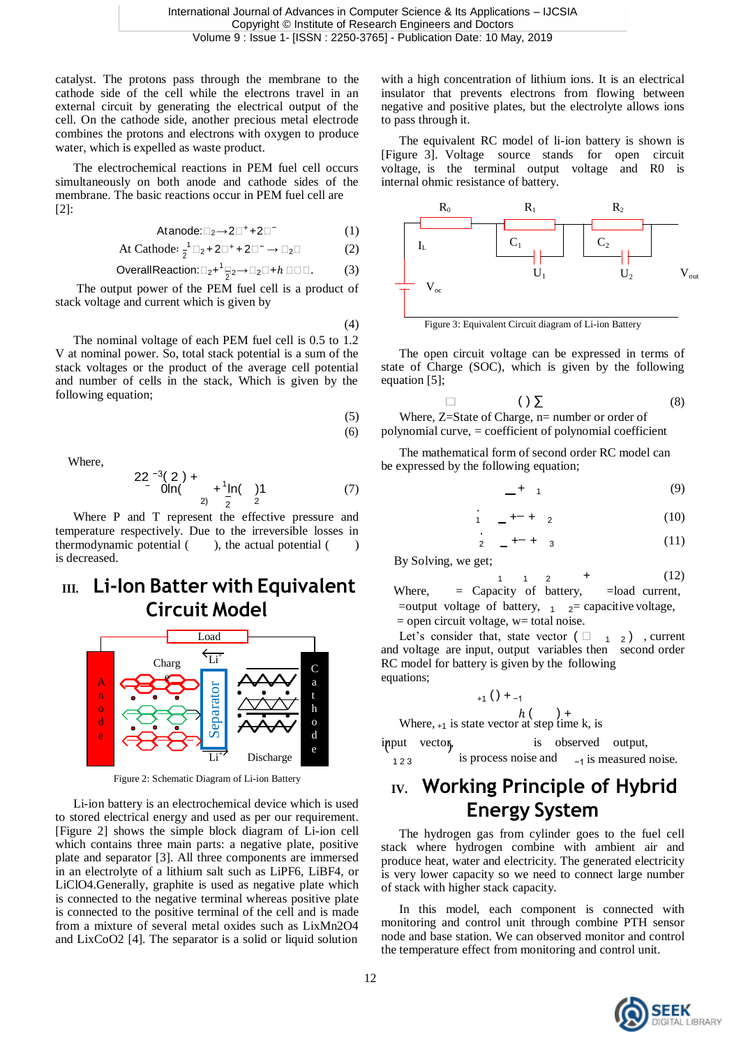catalyst. The protons pass through the membrane to the cathode side of the cell while the electrons travel in an external circuit by generating the electrical output of the cell. On the cathode side, another precious metal electrode combines the protons and electrons with oxygen to produce water, which is expelled as waste product.

The electrochemical reactions in PEM fuel cell occurs simultaneously on both anode and cathode sides of the membrane. The basic reactions occur in PEM fuel cell are [2]:

$$\text{At anode: } H_2 \rightarrow 2H^+ + 2e^- \quad (1)$$

$$\text{At Cathode: } \tfrac{1}{2}O_2 + 2H^+ + 2e^- \rightarrow H_2O \quad (2)$$

$$\text{Overall Reaction: } H_2 + \tfrac{1}{2}O_2 \rightarrow H_2O + h\ \square\square\square \quad (3)$$

The output power of the PEM fuel cell is a product of stack voltage and current which is given by

(4)

The nominal voltage of each PEM fuel cell is 0.5 to 1.2 V at nominal power. So, total stack potential is a sum of the stack voltages or the product of the average cell potential and number of cells in the stack, Which is given by the following equation;

(5)

(6)

Where,

$$22\ {}^{-3}(2) + 0\ln(\quad 2) + \tfrac{1}{2}\ln(\quad)\tfrac{1}{2} \quad (7)$$

Where P and T represent the effective pressure and temperature respectively. Due to the irreversible losses in thermodynamic potential ( ), the actual potential ( ) is decreased.

## III. Li-Ion Batter with Equivalent Circuit Model

Figure 2: Schematic Diagram of Li-ion Battery

Li-ion battery is an electrochemical device which is used to stored electrical energy and used as per our requirement. [Figure 2] shows the simple block diagram of Li-ion cell which contains three main parts: a negative plate, positive plate and separator [3]. All three components are immersed in an electrolyte of a lithium salt such as LiPF6, LiBF4, or LiClO4.Generally, graphite is used as negative plate which is connected to the negative terminal whereas positive plate is connected to the positive terminal of the cell and is made from a mixture of several metal oxides such as LixMn2O4 and LixCoO2 [4]. The separator is a solid or liquid solution with a high concentration of lithium ions. It is an electrical insulator that prevents electrons from flowing between negative and positive plates, but the electrolyte allows ions to pass through it.

The equivalent RC model of li-ion battery is shown is [Figure 3]. Voltage source stands for open circuit voltage, is the terminal output voltage and R0 is internal ohmic resistance of battery.

Figure 3: Equivalent Circuit diagram of Li-ion Battery

The open circuit voltage can be expressed in terms of state of Charge (SOC), which is given by the following equation [5];

$$\square \quad (\,)\ \sum \quad (8)$$

Where, Z=State of Charge, n= number or order of polynomial curve, = coefficient of polynomial coefficient

The mathematical form of second order RC model can be expressed by the following equation;

$$\_ + \ _1 \quad (9)$$

$$\dot{}_1 \quad \_ + - + \ _2 \quad (10)$$

$$\dot{}_2 \quad \_ + - + \ _3 \quad (11)$$

By Solving, we get;

$$_1 \quad _1 \quad _2 \quad + \quad (12)$$

Where, = Capacity of battery, =load current, =output voltage of battery, $_1$ $_2$= capacitive voltage, = open circuit voltage, w= total noise.

Let's consider that, state vector ( $\square$ $_1$ $_2$ ) , current and voltage are input, output variables then second order RC model for battery is given by the following equations;

$$_{+1}\ (\,) + {}_{-1}$$

$$h\,(\quad) +$$

Where, $_{+1}$ is state vector at step time k, is input vector, is observed output, $_{1\,2\,3}$ is process noise and $_{-1}$ is measured noise.

## IV. Working Principle of Hybrid Energy System

The hydrogen gas from cylinder goes to the fuel cell stack where hydrogen combine with ambient air and produce heat, water and electricity. The generated electricity is very lower capacity so we need to connect large number of stack with higher stack capacity.

In this model, each component is connected with monitoring and control unit through combine PTH sensor node and base station. We can observed monitor and control the temperature effect from monitoring and control unit.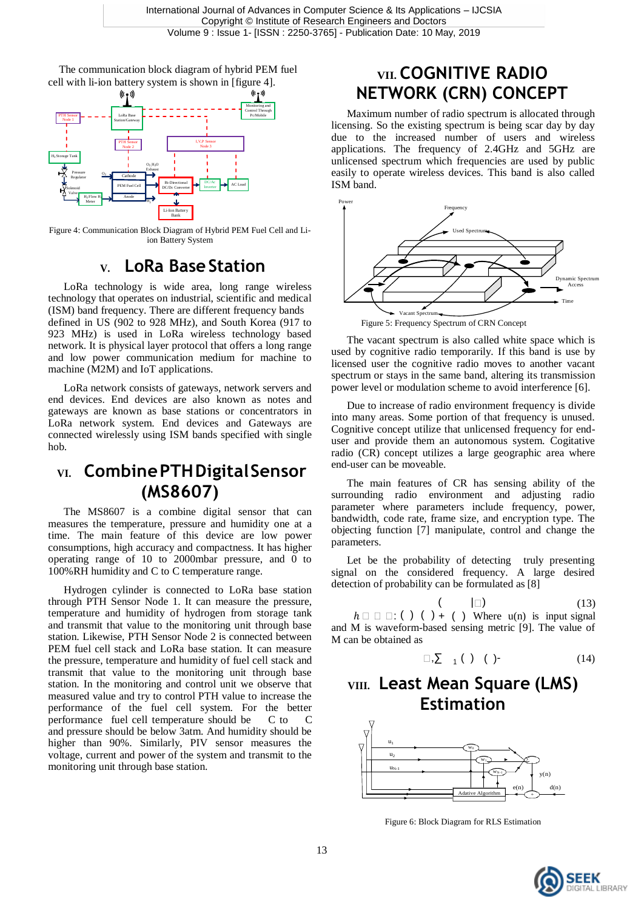The communication block diagram of hybrid PEM fuel cell with li-ion battery system is shown in [figure 4].

Figure 4: Communication Block Diagram of Hybrid PEM Fuel Cell and Li-ion Battery System

## V. LoRa Base Station

LoRa technology is wide area, long range wireless technology that operates on industrial, scientific and medical (ISM) band frequency. There are different frequency bands defined in US (902 to 928 MHz), and South Korea (917 to 923 MHz) is used in LoRa wireless technology based network. It is physical layer protocol that offers a long range and low power communication medium for machine to machine (M2M) and IoT applications.

LoRa network consists of gateways, network servers and end devices. End devices are also known as notes and gateways are known as base stations or concentrators in LoRa network system. End devices and Gateways are connected wirelessly using ISM bands specified with single hob.

## VI. Combine PTH Digital Sensor (MS8607)

The MS8607 is a combine digital sensor that can measures the temperature, pressure and humidity one at a time. The main feature of this device are low power consumptions, high accuracy and compactness. It has higher operating range of 10 to 2000mbar pressure, and 0 to 100%RH humidity and C to C temperature range.

Hydrogen cylinder is connected to LoRa base station through PTH Sensor Node 1. It can measure the pressure, temperature and humidity of hydrogen from storage tank and transmit that value to the monitoring unit through base station. Likewise, PTH Sensor Node 2 is connected between PEM fuel cell stack and LoRa base station. It can measure the pressure, temperature and humidity of fuel cell stack and transmit that value to the monitoring unit through base station. In the monitoring and control unit we observe that measured value and try to control PTH value to increase the performance of the fuel cell system. For the better performance fuel cell temperature should be C to C and pressure should be below 3atm. And humidity should be higher than 90%. Similarly, PIV sensor measures the voltage, current and power of the system and transmit to the monitoring unit through base station.

## VII. Cognitive Radio Network (CRN) Concept

Maximum number of radio spectrum is allocated through licensing. So the existing spectrum is being scar day by day due to the increased number of users and wireless applications. The frequency of 2.4GHz and 5GHz are unlicensed spectrum which frequencies are used by public easily to operate wireless devices. This band is also called ISM band.

Figure 5: Frequency Spectrum of CRN Concept

The vacant spectrum is also called white space which is used by cognitive radio temporarily. If this band is use by licensed user the cognitive radio moves to another vacant spectrum or stays in the same band, altering its transmission power level or modulation scheme to avoid interference [6].

Due to increase of radio environment frequency is divide into many areas. Some portion of that frequency is unused. Cognitive concept utilize that unlicensed frequency for end-user and provide them an autonomous system. Cogitative radio (CR) concept utilizes a large geographic area where end-user can be moveable.

The main features of CR has sensing ability of the surrounding radio environment and adjusting radio parameter where parameters include frequency, power, bandwidth, code rate, frame size, and encryption type. The objecting function [7] manipulate, control and change the parameters.

Let be the probability of detecting truly presenting signal on the considered frequency. A large desired detection of probability can be formulated as [8]

$$( \quad | \square) \tag{13}$$

$h \square \square \square : (\ ) \ (\ ) + (\ )$ Where u(n) is input signal and M is waveform-based sensing metric [9]. The value of M can be obtained as

$$\square,\sum \ _1 (\ ) \ \ (\ )\text{-} \tag{14}$$

## VIII. Least Mean Square (LMS) Estimation

Figure 6: Block Diagram for RLS Estimation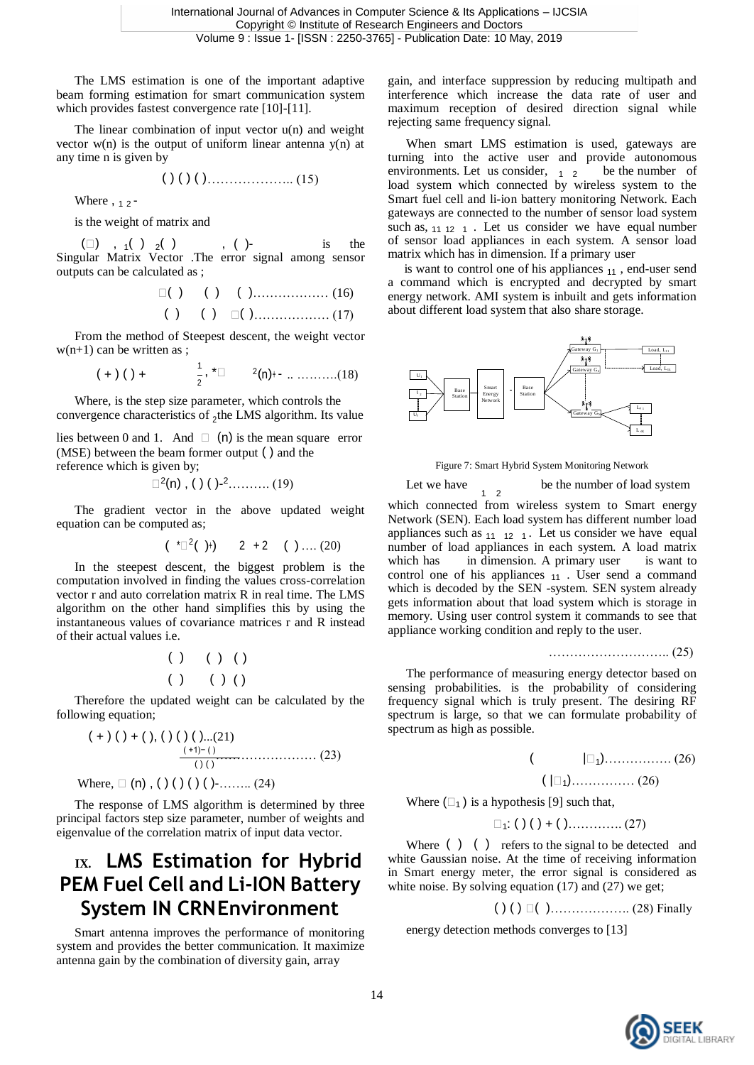The LMS estimation is one of the important adaptive beam forming estimation for smart communication system which provides fastest convergence rate [10]-[11].

The linear combination of input vector u(n) and weight vector w(n) is the output of uniform linear antenna y(n) at any time n is given by

$$( ) ( ) ( ) \ldots\ldots\ldots\ldots\ldots\ldots\ldots (15)$$

Where , $_{1}$ $_{2}$ -

is the weight of matrix and

( ) , $_{1}$( ) $_{2}$( ) , ( )- is the Singular Matrix Vector .The error signal among sensor outputs can be calculated as ;

$$( ) \quad ( ) \quad ( ) \ldots\ldots\ldots\ldots\ldots\ldots (16)$$

$$( ) \quad ( ) \quad ( ) \ldots\ldots\ldots\ldots\ldots\ldots (17)$$

From the method of Steepest descent, the weight vector w(n+1) can be written as ;

$$( + ) ( ) + \quad \frac{1}{2} , * \quad ^{2}(n) + - \ldots\ldots\ldots\ldots (18)$$

Where, is the step size parameter, which controls the convergence characteristics of $_{2}$the LMS algorithm. Its value lies between 0 and 1. And (n) is the mean square error (MSE) between the beam former output ( ) and the reference which is given by;

$$^{2}(n) , ( ) ( )-^{2} \ldots\ldots\ldots\ldots (19)$$

The gradient vector in the above updated weight equation can be computed as;

$$( * ^{2}( )+) \quad 2 + 2 \quad ( ) \ldots. (20)$$

In the steepest descent, the biggest problem is the computation involved in finding the values cross-correlation vector r and auto correlation matrix R in real time. The LMS algorithm on the other hand simplifies this by using the instantaneous values of covariance matrices r and R instead of their actual values i.e.

$$( ) \quad ( ) \; ( )$$

$$( ) \quad ( ) \; ( )$$

Therefore the updated weight can be calculated by the following equation;

$$( + ) ( ) + ( ), ( ) ( ) ( ) \ldots (21)$$

$$\frac{( +1) - ( )}{( ) ( )} \ldots\ldots\ldots\ldots\ldots\ldots\ldots\ldots (23)$$

Where, (n) , ( ) ( ) ( ) ( )-........ (24)

The response of LMS algorithm is determined by three principal factors step size parameter, number of weights and eigenvalue of the correlation matrix of input data vector.

# IX. LMS Estimation for Hybrid PEM Fuel Cell and Li-ION Battery System IN CRN Environment

Smart antenna improves the performance of monitoring system and provides the better communication. It maximize antenna gain by the combination of diversity gain, array gain, and interface suppression by reducing multipath and interference which increase the data rate of user and maximum reception of desired direction signal while rejecting same frequency signal.

When smart LMS estimation is used, gateways are turning into the active user and provide autonomous environments. Let us consider, $_{1}$ $_{2}$ be the number of load system which connected by wireless system to the Smart fuel cell and li-ion battery monitoring Network. Each gateways are connected to the number of sensor load system such as, $_{11}$ $_{12}$ $_{1}$ . Let us consider we have equal number of sensor load appliances in each system. A sensor load matrix which has in dimension. If a primary user is want to control one of his appliances $_{11}$ , end-user send a command which is encrypted and decrypted by smart energy network. AMI system is inbuilt and gets information about different load system that also share storage.

Figure 7: Smart Hybrid System Monitoring Network

Let we have $_{1}$ $_{2}$ be the number of load system which connected from wireless system to Smart energy Network (SEN). Each load system has different number load appliances such as $_{11}$ $_{12}$ $_{1}$. Let us consider we have equal number of load appliances in each system. A load matrix which has in dimension. A primary user is want to control one of his appliances $_{11}$ . User send a command which is decoded by the SEN -system. SEN system already gets information about that load system which is storage in memory. Using user control system it commands to see that appliance working condition and reply to the user.

$$\ldots\ldots\ldots\ldots\ldots\ldots\ldots\ldots\ldots\ldots (25)$$

The performance of measuring energy detector based on sensing probabilities. is the probability of considering frequency signal which is truly present. The desiring RF spectrum is large, so that we can formulate probability of spectrum as high as possible.

$$( \quad |_{1}) \ldots\ldots\ldots\ldots\ldots\ldots (26)$$

$$( |_{1}) \ldots\ldots\ldots\ldots\ldots (26)$$

Where ($_{1}$) is a hypothesis [9] such that,

$$_{1}: ( ) ( ) + ( ) \ldots\ldots\ldots\ldots (27)$$

Where ( ) ( ) refers to the signal to be detected and white Gaussian noise. At the time of receiving information in Smart energy meter, the error signal is considered as white noise. By solving equation (17) and (27) we get;

$$( ) ( ) \; ( ) \ldots\ldots\ldots\ldots\ldots\ldots\ldots (28)$$

Finally energy detection methods converges to [13]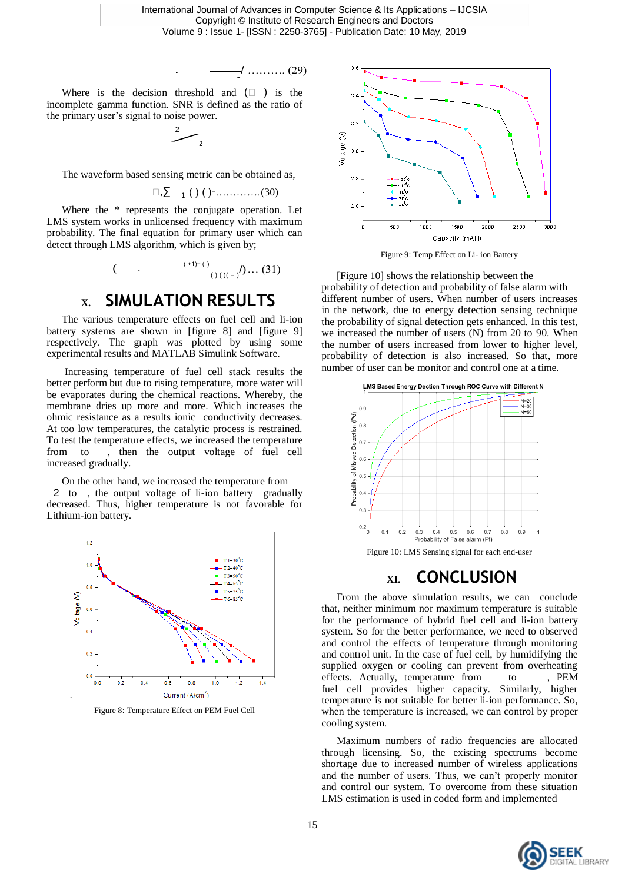. ——/ ………. (29)

Where is the decision threshold and ( ) is the incomplete gamma function. SNR is defined as the ratio of the primary user's signal to noise power.

$$2 \quad 2$$

The waveform based sensing metric can be obtained as,

$$,\sum_{1} ()()- \ldots\ldots\ldots\ldots (30)$$

Where the * represents the conjugate operation. Let LMS system works in unlicensed frequency with maximum probability. The final equation for primary user which can detect through LMS algorithm, which is given by;

$$( \quad . \quad \frac{(+1)-()}{()()(-)}/)\ldots (31)$$

# X. SIMULATION RESULTS

The various temperature effects on fuel cell and li-ion battery systems are shown in [figure 8] and [figure 9] respectively. The graph was plotted by using some experimental results and MATLAB Simulink Software.

Increasing temperature of fuel cell stack results the better perform but due to rising temperature, more water will be evaporates during the chemical reactions. Whereby, the membrane dries up more and more. Which increases the ohmic resistance as a results ionic conductivity decreases. At too low temperatures, the catalytic process is restrained. To test the temperature effects, we increased the temperature from to , then the output voltage of fuel cell increased gradually.

On the other hand, we increased the temperature from 2 to , the output voltage of li-ion battery gradually decreased. Thus, higher temperature is not favorable for Lithium-ion battery.

Figure 8: Temperature Effect on PEM Fuel Cell

Figure 9: Temp Effect on Li- ion Battery

[Figure 10] shows the relationship between the probability of detection and probability of false alarm with different number of users. When number of users increases in the network, due to energy detection sensing technique the probability of signal detection gets enhanced. In this test, we increased the number of users (N) from 20 to 90. When the number of users increased from lower to higher level, probability of detection is also increased. So that, more number of user can be monitor and control one at a time.

Figure 10: LMS Sensing signal for each end-user

# XI. CONCLUSION

From the above simulation results, we can conclude that, neither minimum nor maximum temperature is suitable for the performance of hybrid fuel cell and li-ion battery system. So for the better performance, we need to observed and control the effects of temperature through monitoring and control unit. In the case of fuel cell, by humidifying the supplied oxygen or cooling can prevent from overheating effects. Actually, temperature from to , PEM fuel cell provides higher capacity. Similarly, higher temperature is not suitable for better li-ion performance. So, when the temperature is increased, we can control by proper cooling system.

Maximum numbers of radio frequencies are allocated through licensing. So, the existing spectrums become shortage due to increased number of wireless applications and the number of users. Thus, we can't properly monitor and control our system. To overcome from these situation LMS estimation is used in coded form and implemented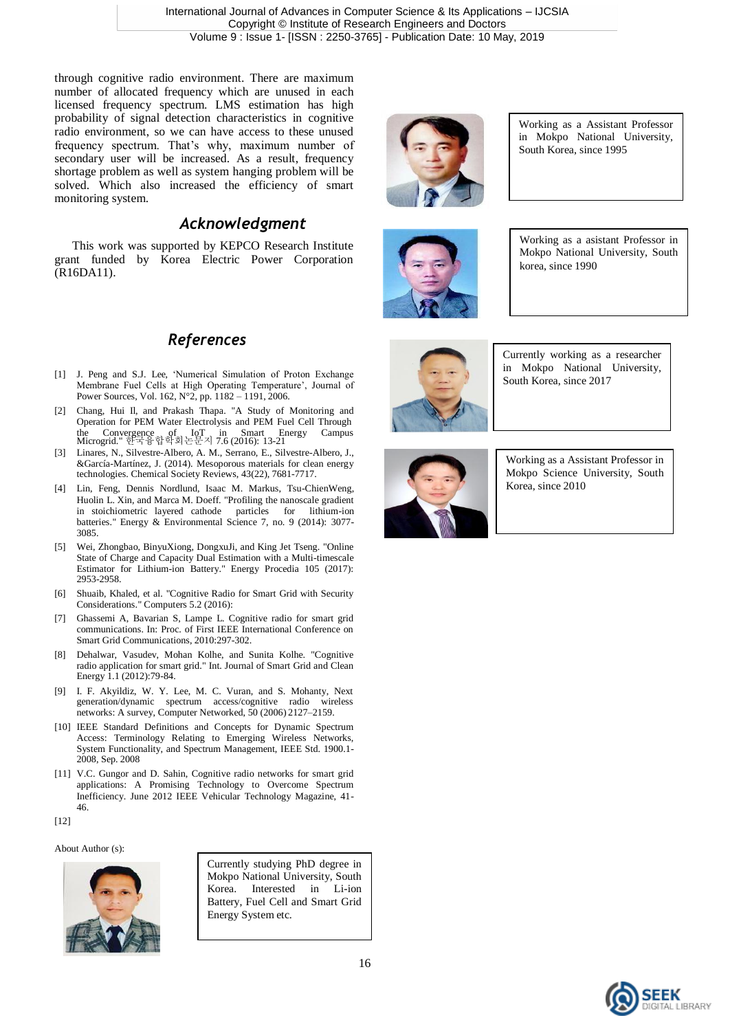through cognitive radio environment. There are maximum number of allocated frequency which are unused in each licensed frequency spectrum. LMS estimation has high probability of signal detection characteristics in cognitive radio environment, so we can have access to these unused frequency spectrum. That's why, maximum number of secondary user will be increased. As a result, frequency shortage problem as well as system hanging problem will be solved. Which also increased the efficiency of smart monitoring system.

## Acknowledgment

This work was supported by KEPCO Research Institute grant funded by Korea Electric Power Corporation (R16DA11).

## References

[1] J. Peng and S.J. Lee, 'Numerical Simulation of Proton Exchange Membrane Fuel Cells at High Operating Temperature', Journal of Power Sources, Vol. 162, N°2, pp. 1182 – 1191, 2006.

[2] Chang, Hui Il, and Prakash Thapa. "A Study of Monitoring and Operation for PEM Water Electrolysis and PEM Fuel Cell Through the Convergence of IoT in Smart Energy Campus Microgrid." 한국융합학회논문지 7.6 (2016): 13-21

[3] Linares, N., Silvestre-Albero, A. M., Serrano, E., Silvestre-Albero, J., &García-Martínez, J. (2014). Mesoporous materials for clean energy technologies. Chemical Society Reviews, 43(22), 7681-7717.

[4] Lin, Feng, Dennis Nordlund, Isaac M. Markus, Tsu-ChienWeng, Huolin L. Xin, and Marca M. Doeff. "Profiling the nanoscale gradient in stoichiometric layered cathode particles for lithium-ion batteries." Energy & Environmental Science 7, no. 9 (2014): 3077-3085.

[5] Wei, Zhongbao, BinyuXiong, DongxuJi, and King Jet Tseng. "Online State of Charge and Capacity Dual Estimation with a Multi-timescale Estimator for Lithium-ion Battery." Energy Procedia 105 (2017): 2953-2958.

[6] Shuaib, Khaled, et al. "Cognitive Radio for Smart Grid with Security Considerations." Computers 5.2 (2016):

[7] Ghassemi A, Bavarian S, Lampe L. Cognitive radio for smart grid communications. In: Proc. of First IEEE International Conference on Smart Grid Communications, 2010:297-302.

[8] Dehalwar, Vasudev, Mohan Kolhe, and Sunita Kolhe. "Cognitive radio application for smart grid." Int. Journal of Smart Grid and Clean Energy 1.1 (2012):79-84.

[9] I. F. Akyildiz, W. Y. Lee, M. C. Vuran, and S. Mohanty, Next generation/dynamic spectrum access/cognitive radio wireless networks: A survey, Computer Networked, 50 (2006) 2127–2159.

[10] IEEE Standard Definitions and Concepts for Dynamic Spectrum Access: Terminology Relating to Emerging Wireless Networks, System Functionality, and Spectrum Management, IEEE Std. 1900.1-2008, Sep. 2008

[11] V.C. Gungor and D. Sahin, Cognitive radio networks for smart grid applications: A Promising Technology to Overcome Spectrum Inefficiency. June 2012 IEEE Vehicular Technology Magazine, 41-46.

[12]

About Author (s):

Currently studying PhD degree in Mokpo National University, South Korea. Interested in Li-ion Battery, Fuel Cell and Smart Grid Energy System etc.

Working as a Assistant Professor in Mokpo National University, South Korea, since 1995

Working as a assistant Professor in Mokpo National University, South korea, since 1990

Currently working as a researcher in Mokpo National University, South Korea, since 2017

Working as a Assistant Professor in Mokpo Science University, South Korea, since 2010